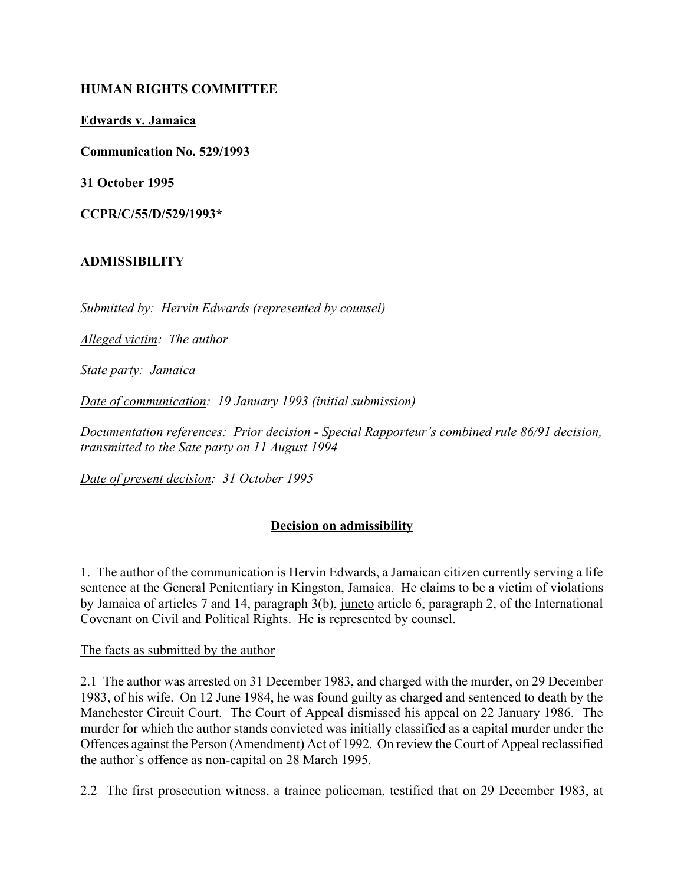**HUMAN RIGHTS COMMITTEE**

**Edwards v. Jamaica**

**Communication No. 529/1993**

**31 October 1995**

**CCPR/C/55/D/529/1993***

**ADMISSIBILITY**

*Submitted by: Hervin Edwards (represented by counsel)*

*Alleged victim: The author*

*State party: Jamaica*

*Date of communication: 19 January 1993 (initial submission)*

*Documentation references: Prior decision - Special Rapporteur's combined rule 86/91 decision, transmitted to the Sate party on 11 August 1994*

*Date of present decision: 31 October 1995*

## Decision on admissibility

1. The author of the communication is Hervin Edwards, a Jamaican citizen currently serving a life sentence at the General Penitentiary in Kingston, Jamaica. He claims to be a victim of violations by Jamaica of articles 7 and 14, paragraph 3(b), juncto article 6, paragraph 2, of the International Covenant on Civil and Political Rights. He is represented by counsel.

The facts as submitted by the author

2.1 The author was arrested on 31 December 1983, and charged with the murder, on 29 December 1983, of his wife. On 12 June 1984, he was found guilty as charged and sentenced to death by the Manchester Circuit Court. The Court of Appeal dismissed his appeal on 22 January 1986. The murder for which the author stands convicted was initially classified as a capital murder under the Offences against the Person (Amendment) Act of 1992. On review the Court of Appeal reclassified the author's offence as non-capital on 28 March 1995.

2.2 The first prosecution witness, a trainee policeman, testified that on 29 December 1983, at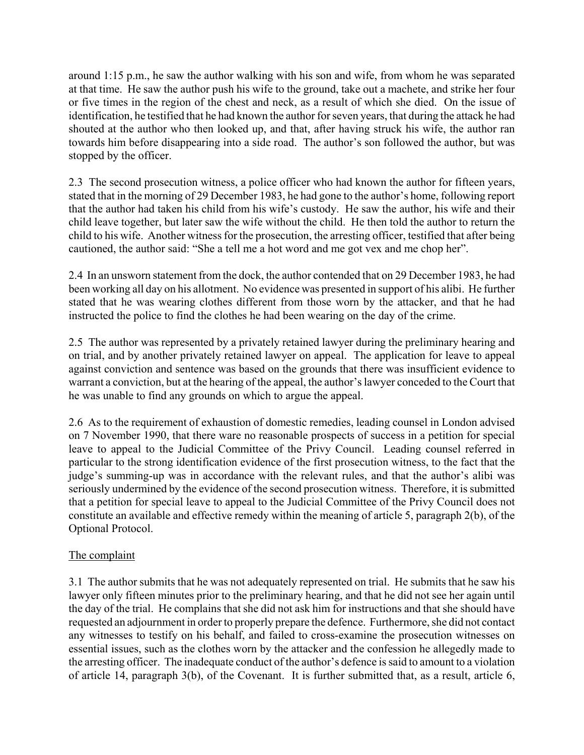around 1:15 p.m., he saw the author walking with his son and wife, from whom he was separated at that time. He saw the author push his wife to the ground, take out a machete, and strike her four or five times in the region of the chest and neck, as a result of which she died. On the issue of identification, he testified that he had known the author for seven years, that during the attack he had shouted at the author who then looked up, and that, after having struck his wife, the author ran towards him before disappearing into a side road. The author's son followed the author, but was stopped by the officer.

2.3 The second prosecution witness, a police officer who had known the author for fifteen years, stated that in the morning of 29 December 1983, he had gone to the author's home, following report that the author had taken his child from his wife's custody. He saw the author, his wife and their child leave together, but later saw the wife without the child. He then told the author to return the child to his wife. Another witness for the prosecution, the arresting officer, testified that after being cautioned, the author said: "She a tell me a hot word and me got vex and me chop her".

2.4 In an unsworn statement from the dock, the author contended that on 29 December 1983, he had been working all day on his allotment. No evidence was presented in support of his alibi. He further stated that he was wearing clothes different from those worn by the attacker, and that he had instructed the police to find the clothes he had been wearing on the day of the crime.

2.5 The author was represented by a privately retained lawyer during the preliminary hearing and on trial, and by another privately retained lawyer on appeal. The application for leave to appeal against conviction and sentence was based on the grounds that there was insufficient evidence to warrant a conviction, but at the hearing of the appeal, the author's lawyer conceded to the Court that he was unable to find any grounds on which to argue the appeal.

2.6 As to the requirement of exhaustion of domestic remedies, leading counsel in London advised on 7 November 1990, that there ware no reasonable prospects of success in a petition for special leave to appeal to the Judicial Committee of the Privy Council. Leading counsel referred in particular to the strong identification evidence of the first prosecution witness, to the fact that the judge's summing-up was in accordance with the relevant rules, and that the author's alibi was seriously undermined by the evidence of the second prosecution witness. Therefore, it is submitted that a petition for special leave to appeal to the Judicial Committee of the Privy Council does not constitute an available and effective remedy within the meaning of article 5, paragraph 2(b), of the Optional Protocol.

## The complaint

3.1 The author submits that he was not adequately represented on trial. He submits that he saw his lawyer only fifteen minutes prior to the preliminary hearing, and that he did not see her again until the day of the trial. He complains that she did not ask him for instructions and that she should have requested an adjournment in order to properly prepare the defence. Furthermore, she did not contact any witnesses to testify on his behalf, and failed to cross-examine the prosecution witnesses on essential issues, such as the clothes worn by the attacker and the confession he allegedly made to the arresting officer. The inadequate conduct of the author's defence is said to amount to a violation of article 14, paragraph 3(b), of the Covenant. It is further submitted that, as a result, article 6,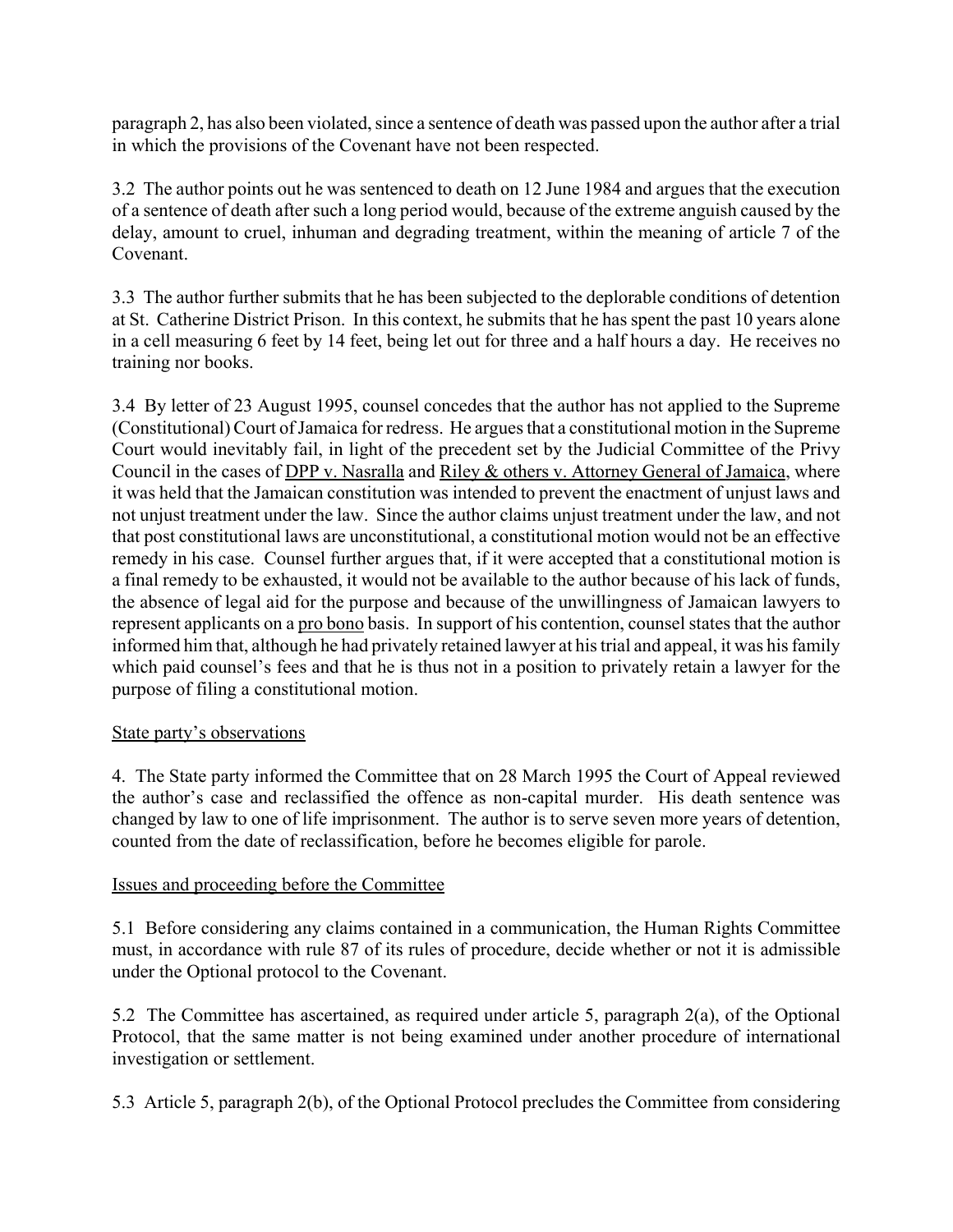paragraph 2, has also been violated, since a sentence of death was passed upon the author after a trial in which the provisions of the Covenant have not been respected.

3.2 The author points out he was sentenced to death on 12 June 1984 and argues that the execution of a sentence of death after such a long period would, because of the extreme anguish caused by the delay, amount to cruel, inhuman and degrading treatment, within the meaning of article 7 of the Covenant.

3.3 The author further submits that he has been subjected to the deplorable conditions of detention at St. Catherine District Prison. In this context, he submits that he has spent the past 10 years alone in a cell measuring 6 feet by 14 feet, being let out for three and a half hours a day. He receives no training nor books.

3.4 By letter of 23 August 1995, counsel concedes that the author has not applied to the Supreme (Constitutional) Court of Jamaica for redress. He argues that a constitutional motion in the Supreme Court would inevitably fail, in light of the precedent set by the Judicial Committee of the Privy Council in the cases of DPP v. Nasralla and Riley & others v. Attorney General of Jamaica, where it was held that the Jamaican constitution was intended to prevent the enactment of unjust laws and not unjust treatment under the law. Since the author claims unjust treatment under the law, and not that post constitutional laws are unconstitutional, a constitutional motion would not be an effective remedy in his case. Counsel further argues that, if it were accepted that a constitutional motion is a final remedy to be exhausted, it would not be available to the author because of his lack of funds, the absence of legal aid for the purpose and because of the unwillingness of Jamaican lawyers to represent applicants on a pro bono basis. In support of his contention, counsel states that the author informed him that, although he had privately retained lawyer at his trial and appeal, it was his family which paid counsel's fees and that he is thus not in a position to privately retain a lawyer for the purpose of filing a constitutional motion.

## State party's observations

4. The State party informed the Committee that on 28 March 1995 the Court of Appeal reviewed the author's case and reclassified the offence as non-capital murder. His death sentence was changed by law to one of life imprisonment. The author is to serve seven more years of detention, counted from the date of reclassification, before he becomes eligible for parole.

## Issues and proceeding before the Committee

5.1 Before considering any claims contained in a communication, the Human Rights Committee must, in accordance with rule 87 of its rules of procedure, decide whether or not it is admissible under the Optional protocol to the Covenant.

5.2 The Committee has ascertained, as required under article 5, paragraph 2(a), of the Optional Protocol, that the same matter is not being examined under another procedure of international investigation or settlement.

5.3 Article 5, paragraph 2(b), of the Optional Protocol precludes the Committee from considering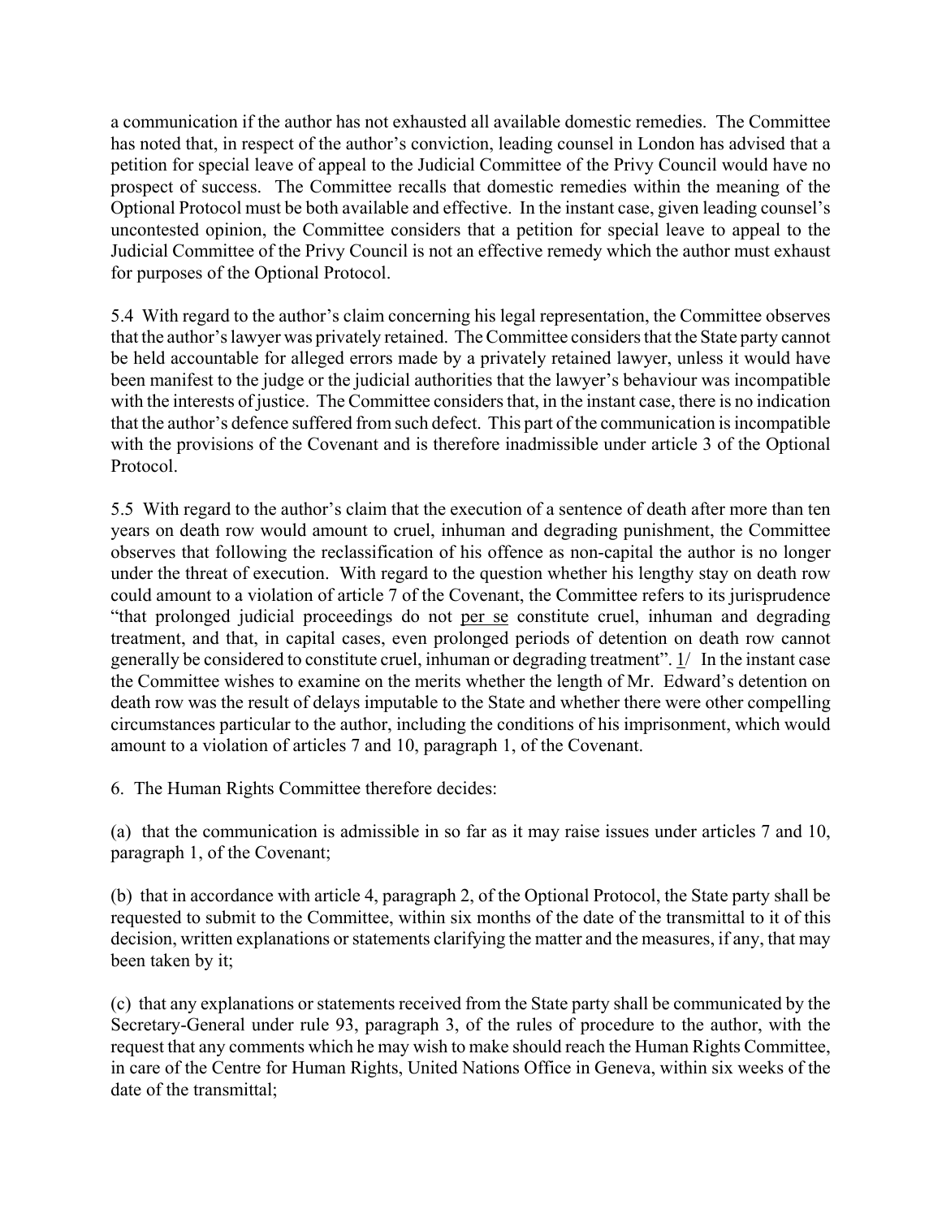a communication if the author has not exhausted all available domestic remedies. The Committee has noted that, in respect of the author's conviction, leading counsel in London has advised that a petition for special leave of appeal to the Judicial Committee of the Privy Council would have no prospect of success. The Committee recalls that domestic remedies within the meaning of the Optional Protocol must be both available and effective. In the instant case, given leading counsel's uncontested opinion, the Committee considers that a petition for special leave to appeal to the Judicial Committee of the Privy Council is not an effective remedy which the author must exhaust for purposes of the Optional Protocol.

5.4 With regard to the author's claim concerning his legal representation, the Committee observes that the author's lawyer was privately retained. The Committee considers that the State party cannot be held accountable for alleged errors made by a privately retained lawyer, unless it would have been manifest to the judge or the judicial authorities that the lawyer's behaviour was incompatible with the interests of justice. The Committee considers that, in the instant case, there is no indication that the author's defence suffered from such defect. This part of the communication is incompatible with the provisions of the Covenant and is therefore inadmissible under article 3 of the Optional Protocol.

5.5 With regard to the author's claim that the execution of a sentence of death after more than ten years on death row would amount to cruel, inhuman and degrading punishment, the Committee observes that following the reclassification of his offence as non-capital the author is no longer under the threat of execution. With regard to the question whether his lengthy stay on death row could amount to a violation of article 7 of the Covenant, the Committee refers to its jurisprudence "that prolonged judicial proceedings do not per se constitute cruel, inhuman and degrading treatment, and that, in capital cases, even prolonged periods of detention on death row cannot generally be considered to constitute cruel, inhuman or degrading treatment". 1/ In the instant case the Committee wishes to examine on the merits whether the length of Mr. Edward's detention on death row was the result of delays imputable to the State and whether there were other compelling circumstances particular to the author, including the conditions of his imprisonment, which would amount to a violation of articles 7 and 10, paragraph 1, of the Covenant.

6. The Human Rights Committee therefore decides:

(a) that the communication is admissible in so far as it may raise issues under articles 7 and 10, paragraph 1, of the Covenant;

(b) that in accordance with article 4, paragraph 2, of the Optional Protocol, the State party shall be requested to submit to the Committee, within six months of the date of the transmittal to it of this decision, written explanations or statements clarifying the matter and the measures, if any, that may been taken by it;

(c) that any explanations or statements received from the State party shall be communicated by the Secretary-General under rule 93, paragraph 3, of the rules of procedure to the author, with the request that any comments which he may wish to make should reach the Human Rights Committee, in care of the Centre for Human Rights, United Nations Office in Geneva, within six weeks of the date of the transmittal;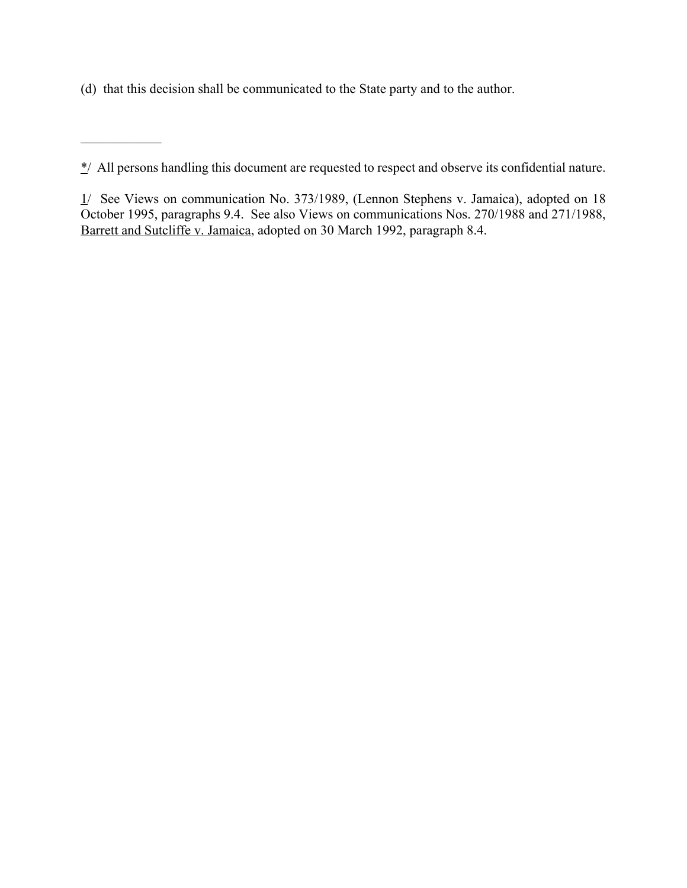(d) that this decision shall be communicated to the State party and to the author.

____________

*/ All persons handling this document are requested to respect and observe its confidential nature.

1/ See Views on communication No. 373/1989, (Lennon Stephens v. Jamaica), adopted on 18 October 1995, paragraphs 9.4. See also Views on communications Nos. 270/1988 and 271/1988, Barrett and Sutcliffe v. Jamaica, adopted on 30 March 1992, paragraph 8.4.